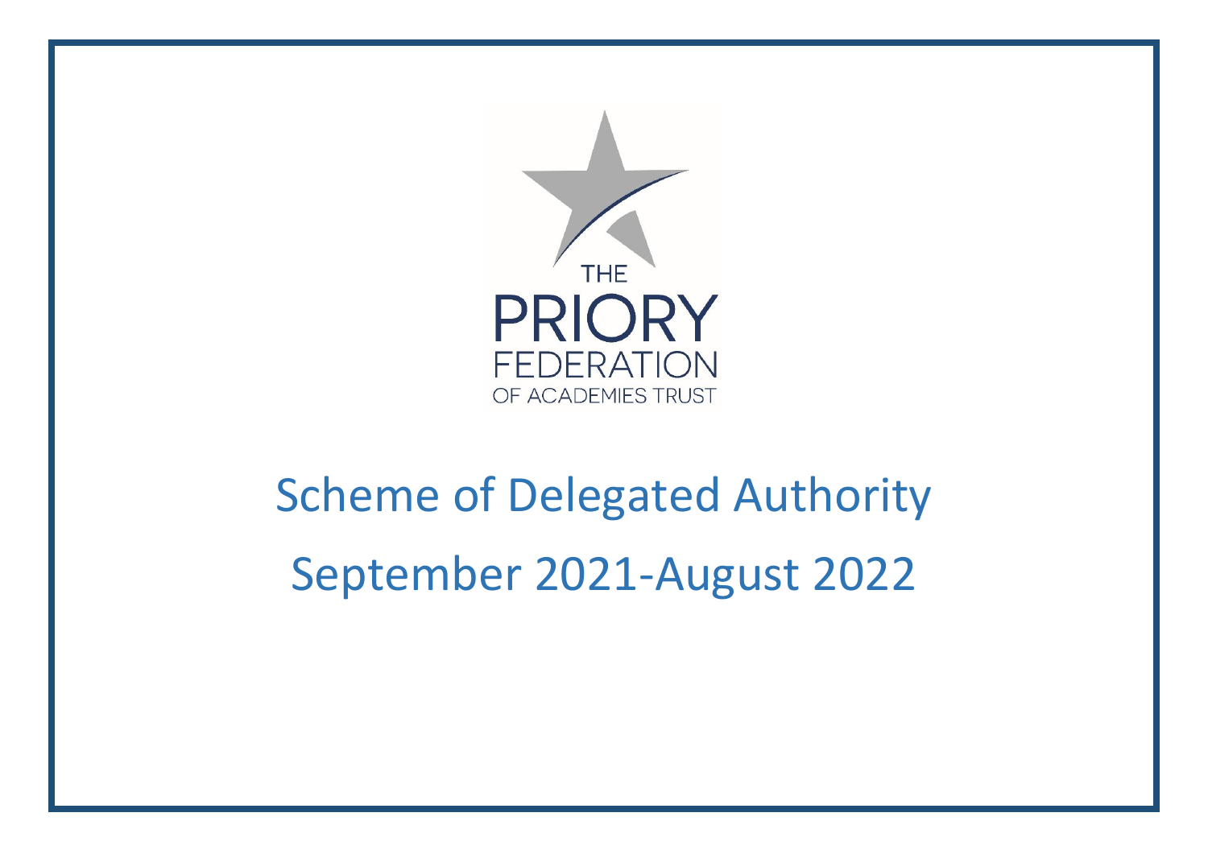THE PRIORY FEDERATION OF ACADEMIES TRUST

# Scheme of Delegated Authority

# September 2021-August 2022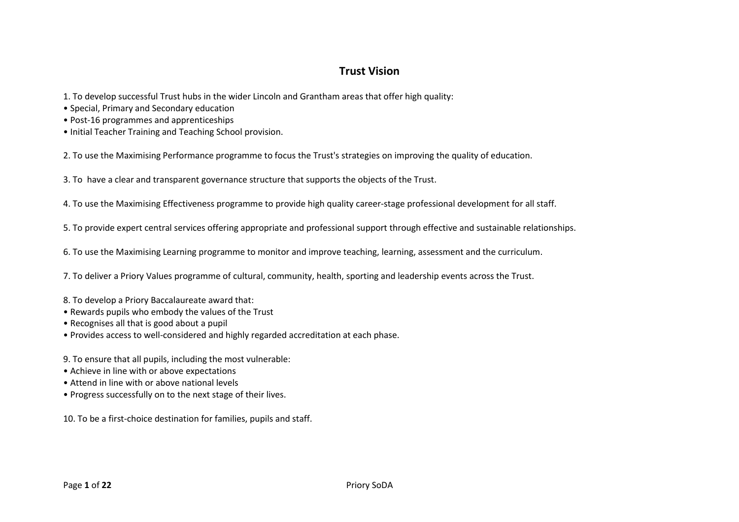# Trust Vision

1. To develop successful Trust hubs in the wider Lincoln and Grantham areas that offer high quality:
   - Special, Primary and Secondary education
   - Post-16 programmes and apprenticeships
   - Initial Teacher Training and Teaching School provision.

2. To use the Maximising Performance programme to focus the Trust's strategies on improving the quality of education.

3. To have a clear and transparent governance structure that supports the objects of the Trust.

4. To use the Maximising Effectiveness programme to provide high quality career-stage professional development for all staff.

5. To provide expert central services offering appropriate and professional support through effective and sustainable relationships.

6. To use the Maximising Learning programme to monitor and improve teaching, learning, assessment and the curriculum.

7. To deliver a Priory Values programme of cultural, community, health, sporting and leadership events across the Trust.

8. To develop a Priory Baccalaureate award that:
   - Rewards pupils who embody the values of the Trust
   - Recognises all that is good about a pupil
   - Provides access to well-considered and highly regarded accreditation at each phase.

9. To ensure that all pupils, including the most vulnerable:
   - Achieve in line with or above expectations
   - Attend in line with or above national levels
   - Progress successfully on to the next stage of their lives.

10. To be a first-choice destination for families, pupils and staff.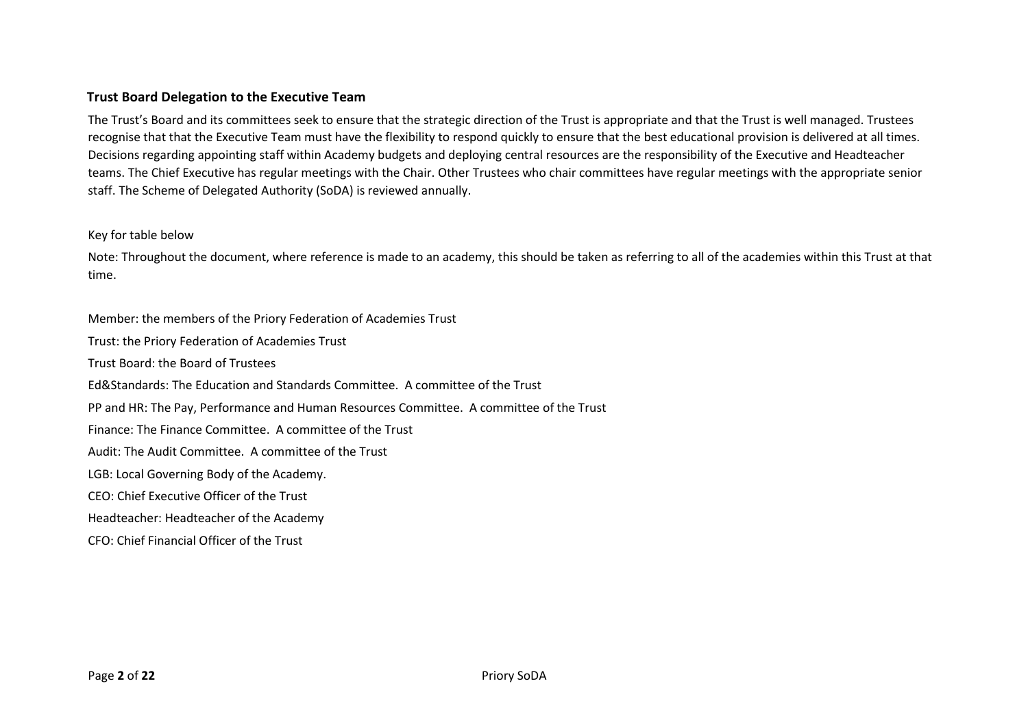## Trust Board Delegation to the Executive Team

The Trust's Board and its committees seek to ensure that the strategic direction of the Trust is appropriate and that the Trust is well managed. Trustees recognise that that the Executive Team must have the flexibility to respond quickly to ensure that the best educational provision is delivered at all times. Decisions regarding appointing staff within Academy budgets and deploying central resources are the responsibility of the Executive and Headteacher teams. The Chief Executive has regular meetings with the Chair. Other Trustees who chair committees have regular meetings with the appropriate senior staff. The Scheme of Delegated Authority (SoDA) is reviewed annually.

Key for table below

Note: Throughout the document, where reference is made to an academy, this should be taken as referring to all of the academies within this Trust at that time.

Member: the members of the Priory Federation of Academies Trust

Trust: the Priory Federation of Academies Trust

Trust Board: the Board of Trustees

Ed&Standards: The Education and Standards Committee. A committee of the Trust

PP and HR: The Pay, Performance and Human Resources Committee. A committee of the Trust

Finance: The Finance Committee. A committee of the Trust

Audit: The Audit Committee. A committee of the Trust

LGB: Local Governing Body of the Academy.

CEO: Chief Executive Officer of the Trust

Headteacher: Headteacher of the Academy

CFO: Chief Financial Officer of the Trust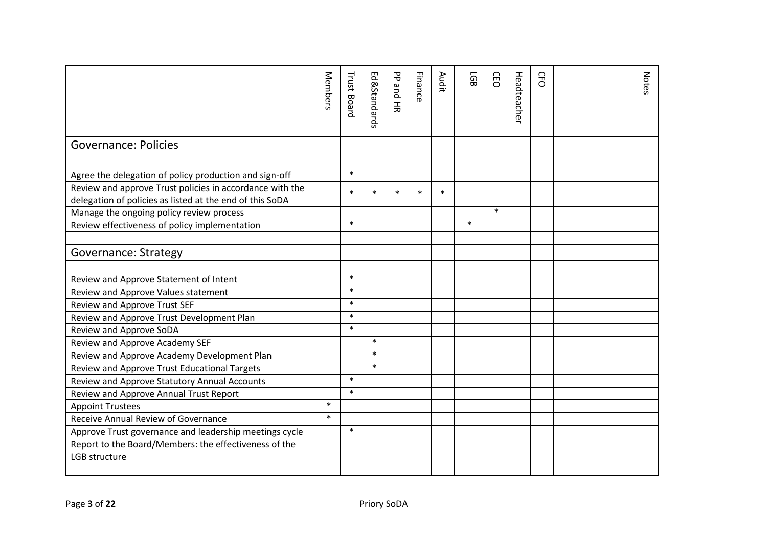| | Members | Trust Board | Ed&Standards | PP and HR | Finance | Audit | LGB | CEO | Headteacher | CFO | Notes |
|---|---|---|---|---|---|---|---|---|---|---|---|
| Governance: Policies | | | | | | | | | | | |
| | | | | | | | | | | | |
| Agree the delegation of policy production and sign-off | | * | | | | | | | | | |
| Review and approve Trust policies in accordance with the delegation of policies as listed at the end of this SoDA | | * | * | * | * | * | | | | | |
| Manage the ongoing policy review process | | | | | | | | * | | | |
| Review effectiveness of policy implementation | | * | | | | | * | | | | |
| | | | | | | | | | | | |
| Governance: Strategy | | | | | | | | | | | |
| | | | | | | | | | | | |
| Review and Approve Statement of Intent | | * | | | | | | | | | |
| Review and Approve Values statement | | * | | | | | | | | | |
| Review and Approve Trust SEF | | * | | | | | | | | | |
| Review and Approve Trust Development Plan | | * | | | | | | | | | |
| Review and Approve SoDA | | * | | | | | | | | | |
| Review and Approve Academy SEF | | | * | | | | | | | | |
| Review and Approve Academy Development Plan | | | * | | | | | | | | |
| Review and Approve Trust Educational Targets | | | * | | | | | | | | |
| Review and Approve Statutory Annual Accounts | | * | | | | | | | | | |
| Review and Approve Annual Trust Report | | * | | | | | | | | | |
| Appoint Trustees | * | | | | | | | | | | |
| Receive Annual Review of Governance | * | | | | | | | | | | |
| Approve Trust governance and leadership meetings cycle | | * | | | | | | | | | |
| Report to the Board/Members: the effectiveness of the LGB structure | | | | | | | | | | | |
| | | | | | | | | | | | |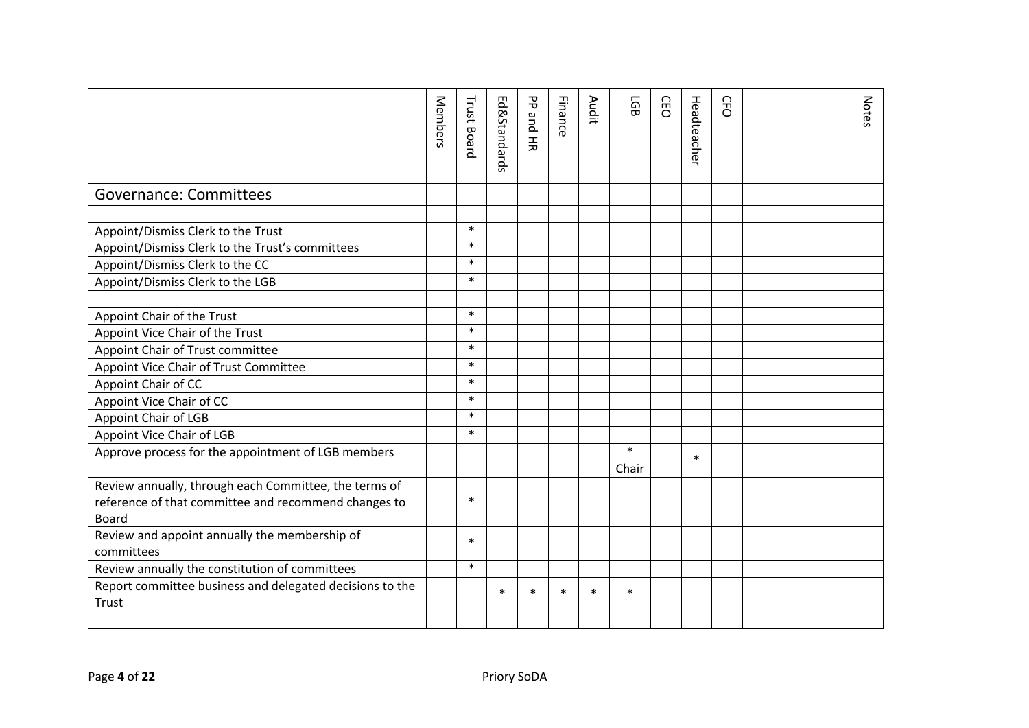| | Members | Trust Board | Ed&Standards | PP and HR | Finance | Audit | LGB | CEO | Headteacher | CFO | Notes |
|---|---|---|---|---|---|---|---|---|---|---|---|
| Governance: Committees | | | | | | | | | | | |
| | | | | | | | | | | | |
| Appoint/Dismiss Clerk to the Trust | | * | | | | | | | | | |
| Appoint/Dismiss Clerk to the Trust's committees | | * | | | | | | | | | |
| Appoint/Dismiss Clerk to the CC | | * | | | | | | | | | |
| Appoint/Dismiss Clerk to the LGB | | * | | | | | | | | | |
| | | | | | | | | | | | |
| Appoint Chair of the Trust | | * | | | | | | | | | |
| Appoint Vice Chair of the Trust | | * | | | | | | | | | |
| Appoint Chair of Trust committee | | * | | | | | | | | | |
| Appoint Vice Chair of Trust Committee | | * | | | | | | | | | |
| Appoint Chair of CC | | * | | | | | | | | | |
| Appoint Vice Chair of CC | | * | | | | | | | | | |
| Appoint Chair of LGB | | * | | | | | | | | | |
| Appoint Vice Chair of LGB | | * | | | | | | | | | |
| Approve process for the appointment of LGB members | | | | | | | * Chair | | * | | |
| Review annually, through each Committee, the terms of reference of that committee and recommend changes to Board | | * | | | | | | | | | |
| Review and appoint annually the membership of committees | | * | | | | | | | | | |
| Review annually the constitution of committees | | * | | | | | | | | | |
| Report committee business and delegated decisions to the Trust | | | * | * | * | * | * | | | | |
| | | | | | | | | | | | |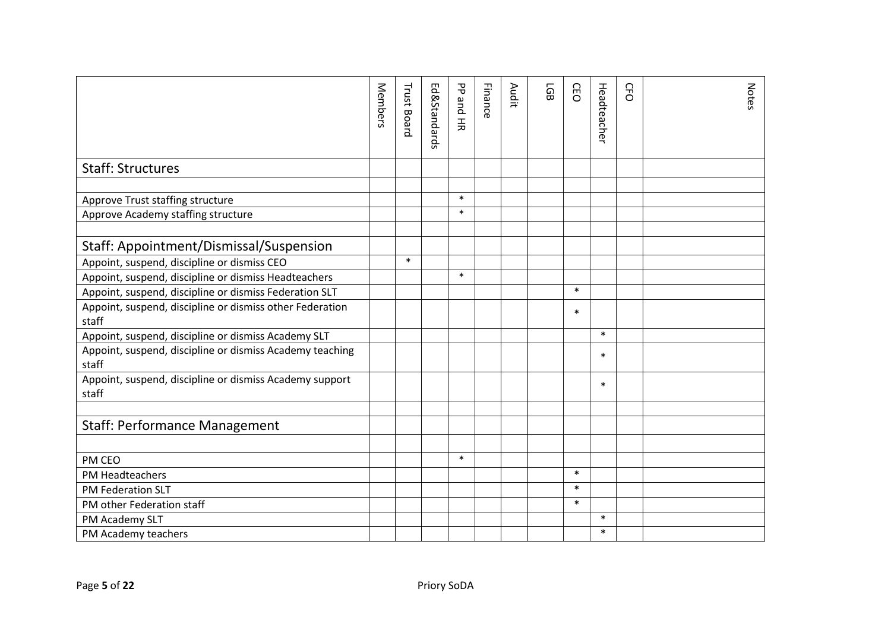| | Members | Trust Board | Ed&Standards | PP and HR | Finance | Audit | LGB | CEO | Headteacher | CFO | Notes |
|---|---|---|---|---|---|---|---|---|---|---|---|
| Staff: Structures | | | | | | | | | | | |
| | | | | | | | | | | | |
| Approve Trust staffing structure | | | | * | | | | | | | |
| Approve Academy staffing structure | | | | * | | | | | | | |
| | | | | | | | | | | | |
| Staff: Appointment/Dismissal/Suspension | | | | | | | | | | | |
| Appoint, suspend, discipline or dismiss CEO | | * | | | | | | | | | |
| Appoint, suspend, discipline or dismiss Headteachers | | | | * | | | | | | | |
| Appoint, suspend, discipline or dismiss Federation SLT | | | | | | | | * | | | |
| Appoint, suspend, discipline or dismiss other Federation staff | | | | | | | | * | | | |
| Appoint, suspend, discipline or dismiss Academy SLT | | | | | | | | | * | | |
| Appoint, suspend, discipline or dismiss Academy teaching staff | | | | | | | | | * | | |
| Appoint, suspend, discipline or dismiss Academy support staff | | | | | | | | | * | | |
| | | | | | | | | | | | |
| Staff: Performance Management | | | | | | | | | | | |
| | | | | | | | | | | | |
| PM CEO | | | | * | | | | | | | |
| PM Headteachers | | | | | | | | * | | | |
| PM Federation SLT | | | | | | | | * | | | |
| PM other Federation staff | | | | | | | | * | | | |
| PM Academy SLT | | | | | | | | | * | | |
| PM Academy teachers | | | | | | | | | * | | |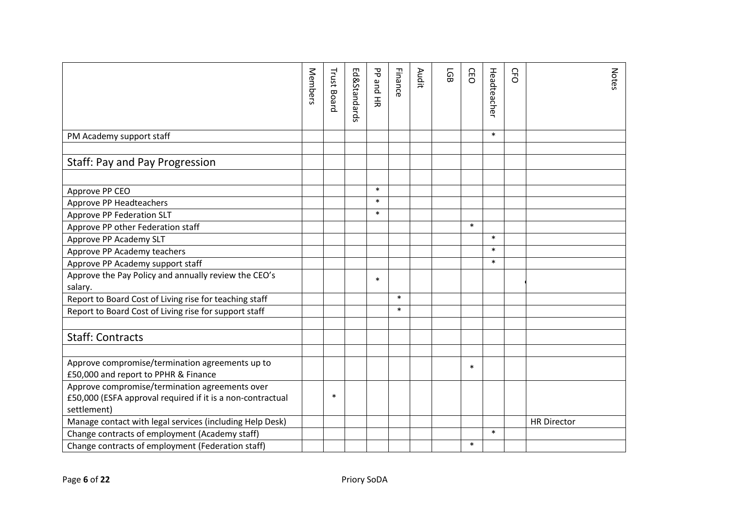| | Members | Trust Board | Ed&Standards | PP and HR | Finance | Audit | LGB | CEO | Headteacher | CFO | Notes |
|---|---|---|---|---|---|---|---|---|---|---|---|
| PM Academy support staff | | | | | | | | | * | | |
| | | | | | | | | | | | |
| **Staff: Pay and Pay Progression** | | | | | | | | | | | |
| | | | | | | | | | | | |
| Approve PP CEO | | | | * | | | | | | | |
| Approve PP Headteachers | | | | * | | | | | | | |
| Approve PP Federation SLT | | | | * | | | | | | | |
| Approve PP other Federation staff | | | | | | | | * | | | |
| Approve PP Academy SLT | | | | | | | | | * | | |
| Approve PP Academy teachers | | | | | | | | | * | | |
| Approve PP Academy support staff | | | | | | | | | * | | |
| Approve the Pay Policy and annually review the CEO's salary. | | | | * | | | | | | | |
| Report to Board Cost of Living rise for teaching staff | | | | | * | | | | | | |
| Report to Board Cost of Living rise for support staff | | | | | * | | | | | | |
| | | | | | | | | | | | |
| **Staff: Contracts** | | | | | | | | | | | |
| | | | | | | | | | | | |
| Approve compromise/termination agreements up to £50,000 and report to PPHR & Finance | | | | | | | | * | | | |
| Approve compromise/termination agreements over £50,000 (ESFA approval required if it is a non-contractual settlement) | | * | | | | | | | | | |
| Manage contact with legal services (including Help Desk) | | | | | | | | | | | HR Director |
| Change contracts of employment (Academy staff) | | | | | | | | | * | | |
| Change contracts of employment (Federation staff) | | | | | | | | * | | | |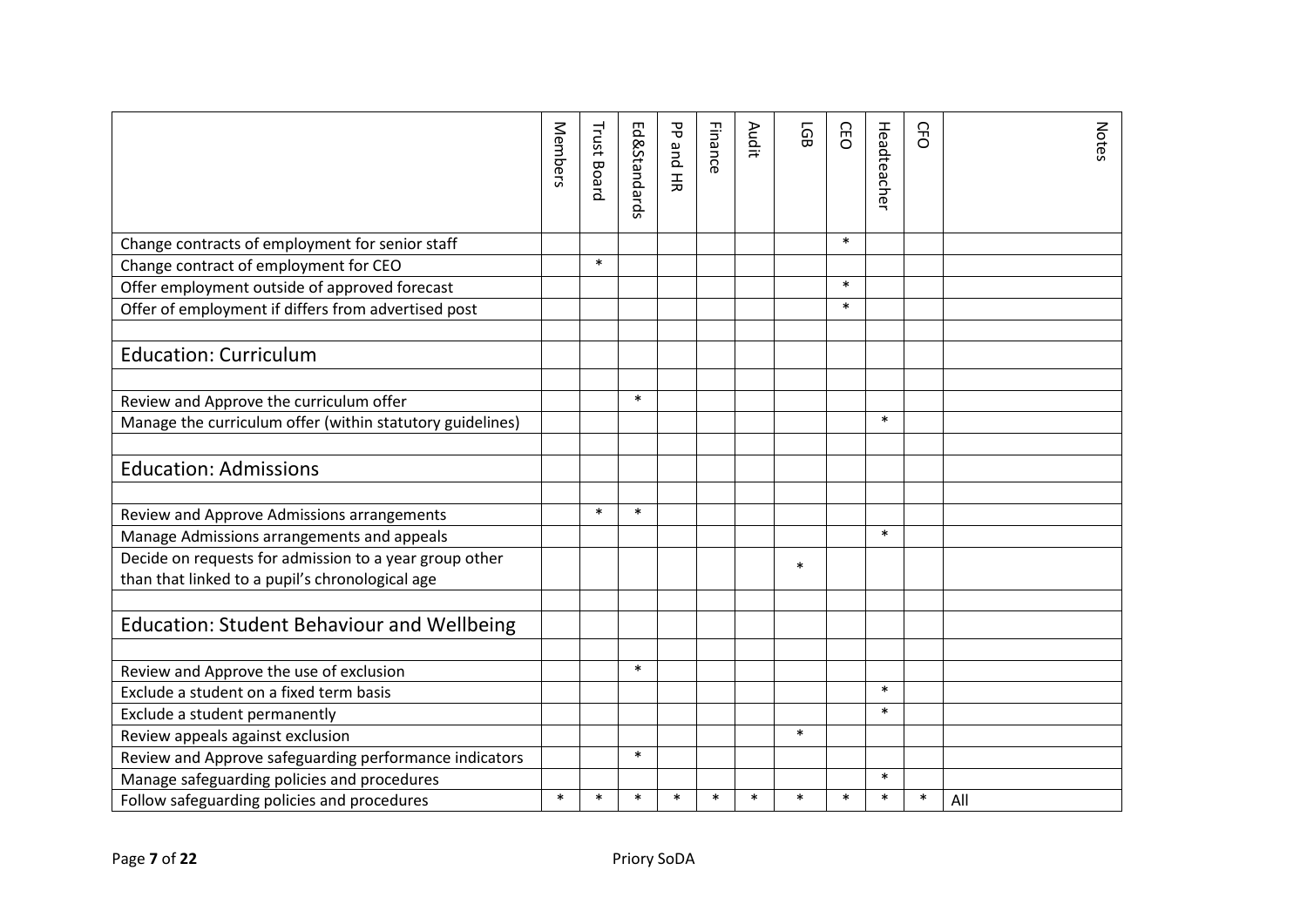| | Members | Trust Board | Ed&Standards | PP and HR | Finance | Audit | LGB | CEO | Headteacher | CFO | Notes |
|---|---|---|---|---|---|---|---|---|---|---|---|
| Change contracts of employment for senior staff | | | | | | | | * | | | |
| Change contract of employment for CEO | | * | | | | | | | | | |
| Offer employment outside of approved forecast | | | | | | | | * | | | |
| Offer of employment if differs from advertised post | | | | | | | | * | | | |
| | | | | | | | | | | | |
| **Education: Curriculum** | | | | | | | | | | | |
| | | | | | | | | | | | |
| Review and Approve the curriculum offer | | | * | | | | | | | | |
| Manage the curriculum offer (within statutory guidelines) | | | | | | | | | * | | |
| | | | | | | | | | | | |
| **Education: Admissions** | | | | | | | | | | | |
| | | | | | | | | | | | |
| Review and Approve Admissions arrangements | | * | * | | | | | | | | |
| Manage Admissions arrangements and appeals | | | | | | | | | * | | |
| Decide on requests for admission to a year group other than that linked to a pupil's chronological age | | | | | | | * | | | | |
| | | | | | | | | | | | |
| **Education: Student Behaviour and Wellbeing** | | | | | | | | | | | |
| | | | | | | | | | | | |
| Review and Approve the use of exclusion | | | * | | | | | | | | |
| Exclude a student on a fixed term basis | | | | | | | | | * | | |
| Exclude a student permanently | | | | | | | | | * | | |
| Review appeals against exclusion | | | | | | | * | | | | |
| Review and Approve safeguarding performance indicators | | | * | | | | | | | | |
| Manage safeguarding policies and procedures | | | | | | | | | * | | |
| Follow safeguarding policies and procedures | * | * | * | * | * | * | * | * | * | * | All |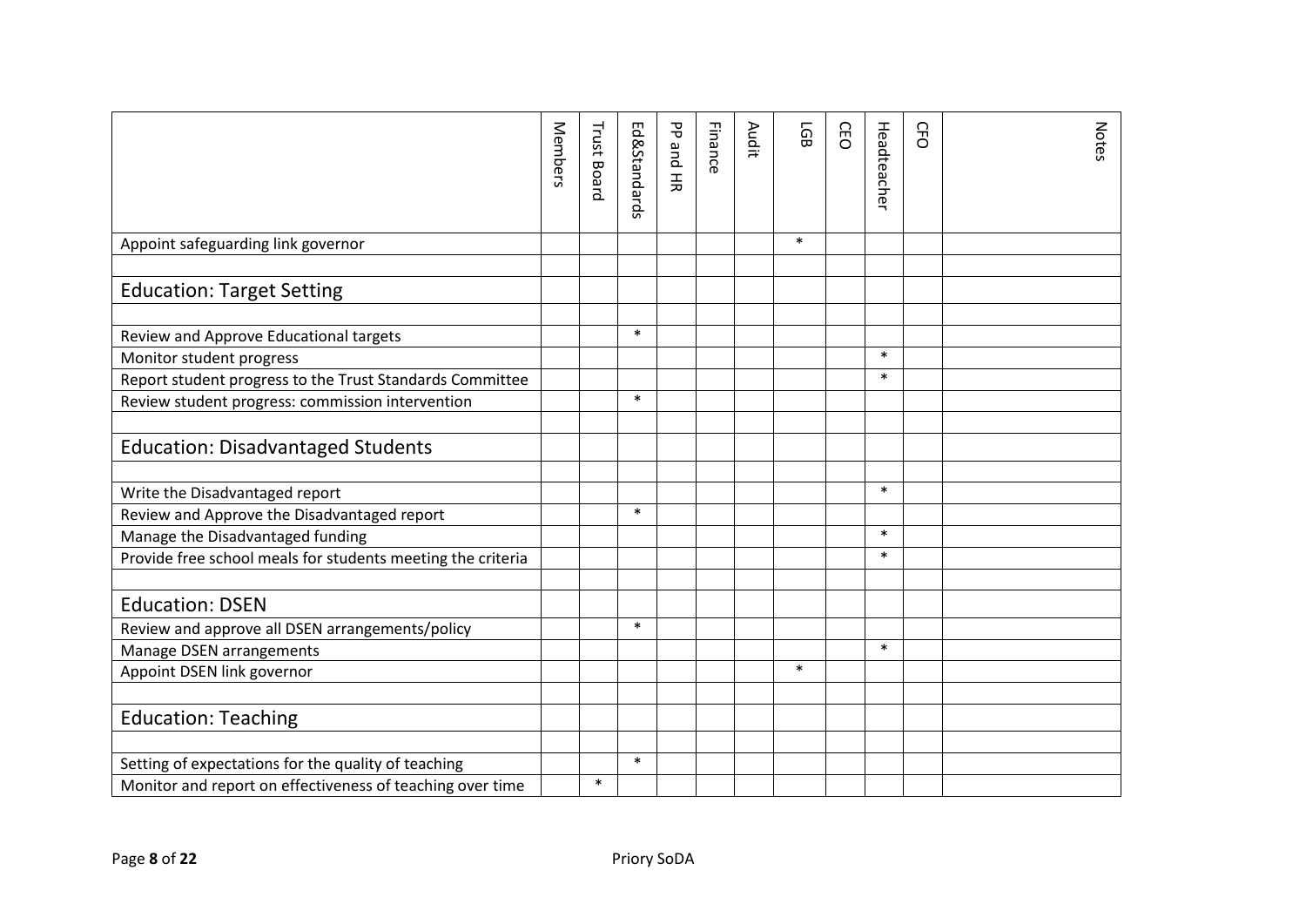| | Members | Trust Board | Ed&Standards | PP and HR | Finance | Audit | LGB | CEO | Headteacher | CFO | Notes |
|---|---|---|---|---|---|---|---|---|---|---|---|
| Appoint safeguarding link governor | | | | | | | * | | | | |
| | | | | | | | | | | | |
| **Education: Target Setting** | | | | | | | | | | | |
| | | | | | | | | | | | |
| Review and Approve Educational targets | | | * | | | | | | | | |
| Monitor student progress | | | | | | | | | * | | |
| Report student progress to the Trust Standards Committee | | | | | | | | | * | | |
| Review student progress: commission intervention | | | * | | | | | | | | |
| | | | | | | | | | | | |
| **Education: Disadvantaged Students** | | | | | | | | | | | |
| | | | | | | | | | | | |
| Write the Disadvantaged report | | | | | | | | | * | | |
| Review and Approve the Disadvantaged report | | | * | | | | | | | | |
| Manage the Disadvantaged funding | | | | | | | | | * | | |
| Provide free school meals for students meeting the criteria | | | | | | | | | * | | |
| | | | | | | | | | | | |
| **Education: DSEN** | | | | | | | | | | | |
| Review and approve all DSEN arrangements/policy | | | * | | | | | | | | |
| Manage DSEN arrangements | | | | | | | | | * | | |
| Appoint DSEN link governor | | | | | | | * | | | | |
| | | | | | | | | | | | |
| **Education: Teaching** | | | | | | | | | | | |
| | | | | | | | | | | | |
| Setting of expectations for the quality of teaching | | | * | | | | | | | | |
| Monitor and report on effectiveness of teaching over time | | * | | | | | | | | | |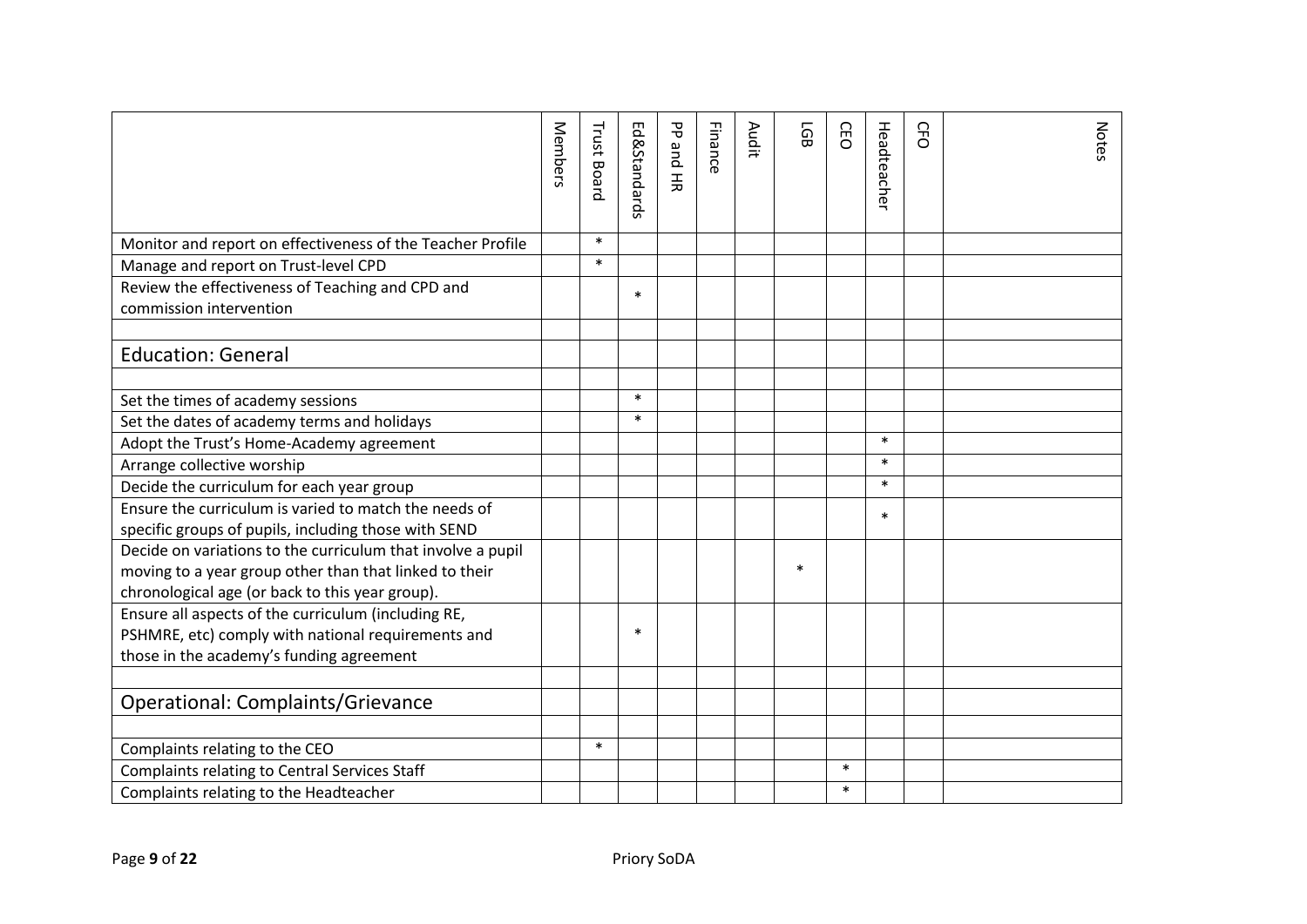| | Members | Trust Board | Ed&Standards | PP and HR | Finance | Audit | LGB | CEO | Headteacher | CFO | Notes |
|---|---|---|---|---|---|---|---|---|---|---|---|
| Monitor and report on effectiveness of the Teacher Profile | | * | | | | | | | | | |
| Manage and report on Trust-level CPD | | * | | | | | | | | | |
| Review the effectiveness of Teaching and CPD and commission intervention | | | * | | | | | | | | |
| | | | | | | | | | | | |
| **Education: General** | | | | | | | | | | | |
| | | | | | | | | | | | |
| Set the times of academy sessions | | | * | | | | | | | | |
| Set the dates of academy terms and holidays | | | * | | | | | | | | |
| Adopt the Trust's Home-Academy agreement | | | | | | | | | * | | |
| Arrange collective worship | | | | | | | | | * | | |
| Decide the curriculum for each year group | | | | | | | | | * | | |
| Ensure the curriculum is varied to match the needs of specific groups of pupils, including those with SEND | | | | | | | | | * | | |
| Decide on variations to the curriculum that involve a pupil moving to a year group other than that linked to their chronological age (or back to this year group). | | | | | | | * | | | | |
| Ensure all aspects of the curriculum (including RE, PSHMRE, etc) comply with national requirements and those in the academy's funding agreement | | | * | | | | | | | | |
| | | | | | | | | | | | |
| **Operational: Complaints/Grievance** | | | | | | | | | | | |
| | | | | | | | | | | | |
| Complaints relating to the CEO | | * | | | | | | | | | |
| Complaints relating to Central Services Staff | | | | | | | | * | | | |
| Complaints relating to the Headteacher | | | | | | | | * | | | |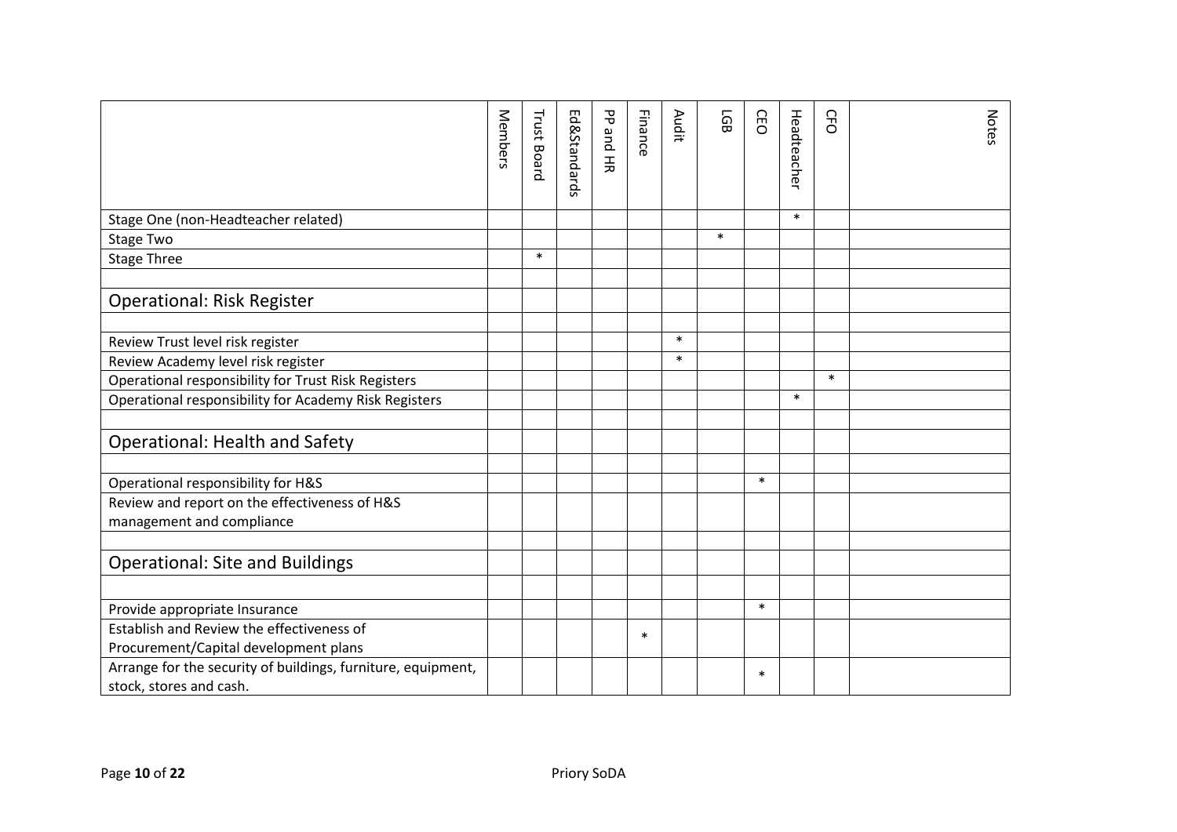| | Members | Trust Board | Ed&Standards | PP and HR | Finance | Audit | LGB | CEO | Headteacher | CFO | Notes |
|---|---|---|---|---|---|---|---|---|---|---|---|
| Stage One (non-Headteacher related) | | | | | | | | | * | | |
| Stage Two | | | | | | | * | | | | |
| Stage Three | | * | | | | | | | | | |
| | | | | | | | | | | | |
| Operational: Risk Register | | | | | | | | | | | |
| | | | | | | | | | | | |
| Review Trust level risk register | | | | | | * | | | | | |
| Review Academy level risk register | | | | | | * | | | | | |
| Operational responsibility for Trust Risk Registers | | | | | | | | | | * | |
| Operational responsibility for Academy Risk Registers | | | | | | | | | * | | |
| | | | | | | | | | | | |
| Operational: Health and Safety | | | | | | | | | | | |
| | | | | | | | | | | | |
| Operational responsibility for H&S | | | | | | | | * | | | |
| Review and report on the effectiveness of H&S management and compliance | | | | | | | | | | | |
| | | | | | | | | | | | |
| Operational: Site and Buildings | | | | | | | | | | | |
| | | | | | | | | | | | |
| Provide appropriate Insurance | | | | | | | | * | | | |
| Establish and Review the effectiveness of Procurement/Capital development plans | | | | | * | | | | | | |
| Arrange for the security of buildings, furniture, equipment, stock, stores and cash. | | | | | | | | * | | | |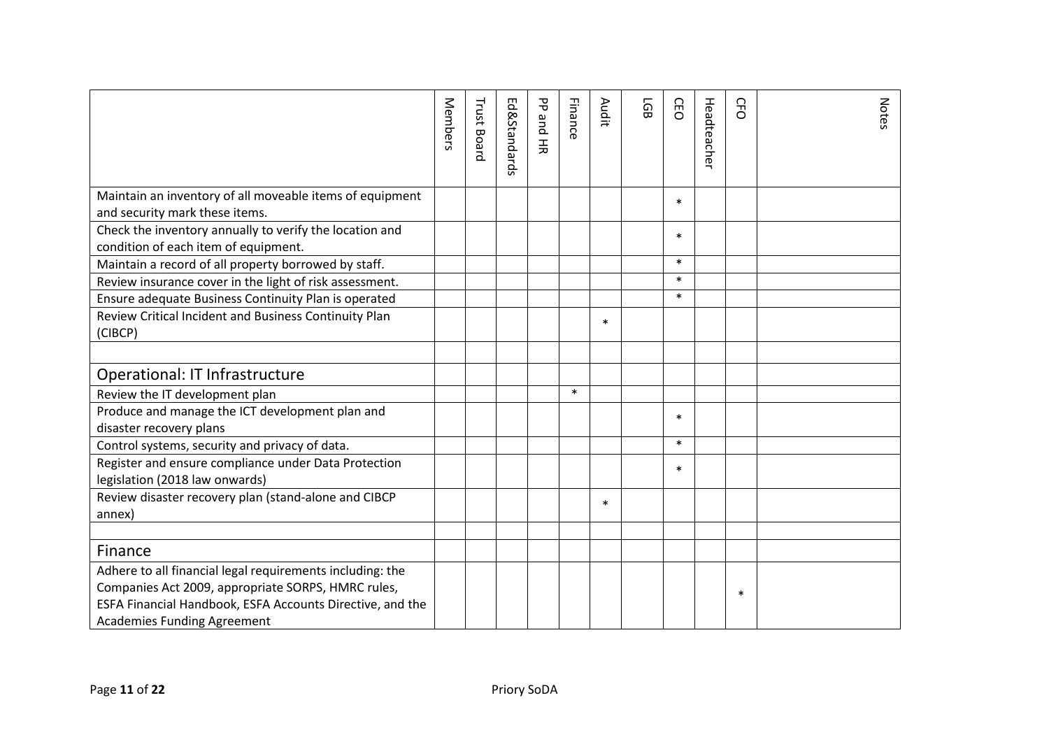| | Members | Trust Board | Ed&Standards | PP and HR | Finance | Audit | LGB | CEO | Headteacher | CFO | Notes |
|---|---|---|---|---|---|---|---|---|---|---|---|
| Maintain an inventory of all moveable items of equipment and security mark these items. | | | | | | | | * | | | |
| Check the inventory annually to verify the location and condition of each item of equipment. | | | | | | | | * | | | |
| Maintain a record of all property borrowed by staff. | | | | | | | | * | | | |
| Review insurance cover in the light of risk assessment. | | | | | | | | * | | | |
| Ensure adequate Business Continuity Plan is operated | | | | | | | | * | | | |
| Review Critical Incident and Business Continuity Plan (CIBCP) | | | | | | * | | | | | |
| | | | | | | | | | | | |
| Operational: IT Infrastructure | | | | | | | | | | | |
| Review the IT development plan | | | | | * | | | | | | |
| Produce and manage the ICT development plan and disaster recovery plans | | | | | | | | * | | | |
| Control systems, security and privacy of data. | | | | | | | | * | | | |
| Register and ensure compliance under Data Protection legislation (2018 law onwards) | | | | | | | | * | | | |
| Review disaster recovery plan (stand-alone and CIBCP annex) | | | | | | * | | | | | |
| | | | | | | | | | | | |
| Finance | | | | | | | | | | | |
| Adhere to all financial legal requirements including: the Companies Act 2009, appropriate SORPS, HMRC rules, ESFA Financial Handbook, ESFA Accounts Directive, and the Academies Funding Agreement | | | | | | | | | | * | |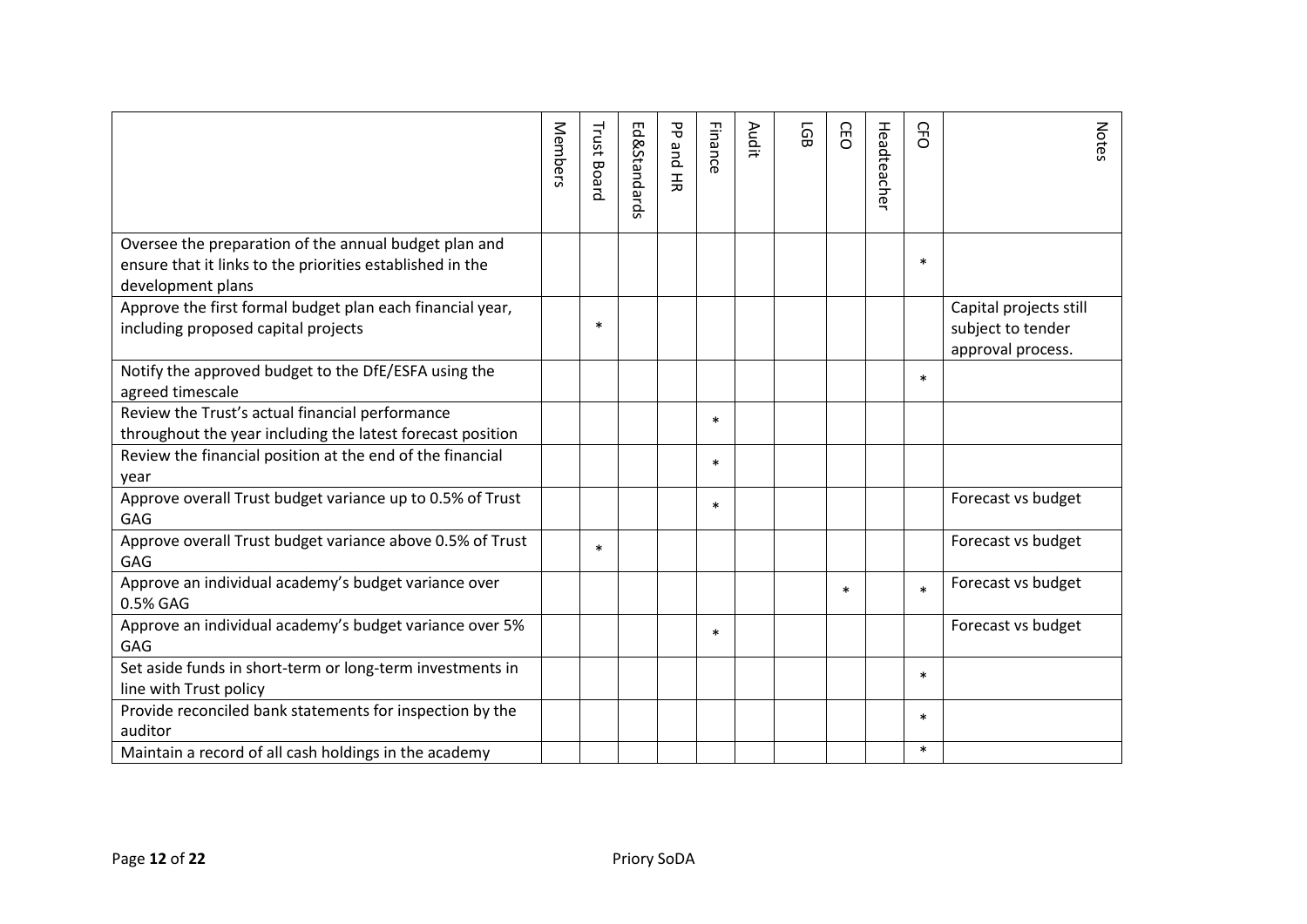| | Members | Trust Board | Ed&Standards | PP and HR | Finance | Audit | LGB | CEO | Headteacher | CFO | Notes |
|---|---|---|---|---|---|---|---|---|---|---|---|
| Oversee the preparation of the annual budget plan and ensure that it links to the priorities established in the development plans | | | | | | | | | | * | |
| Approve the first formal budget plan each financial year, including proposed capital projects | | * | | | | | | | | | Capital projects still subject to tender approval process. |
| Notify the approved budget to the DfE/ESFA using the agreed timescale | | | | | | | | | | * | |
| Review the Trust's actual financial performance throughout the year including the latest forecast position | | | | | * | | | | | | |
| Review the financial position at the end of the financial year | | | | | * | | | | | | |
| Approve overall Trust budget variance up to 0.5% of Trust GAG | | | | | * | | | | | | Forecast vs budget |
| Approve overall Trust budget variance above 0.5% of Trust GAG | | * | | | | | | | | | Forecast vs budget |
| Approve an individual academy's budget variance over 0.5% GAG | | | | | | | | * | | * | Forecast vs budget |
| Approve an individual academy's budget variance over 5% GAG | | | | | * | | | | | | Forecast vs budget |
| Set aside funds in short-term or long-term investments in line with Trust policy | | | | | | | | | | * | |
| Provide reconciled bank statements for inspection by the auditor | | | | | | | | | | * | |
| Maintain a record of all cash holdings in the academy | | | | | | | | | | * | |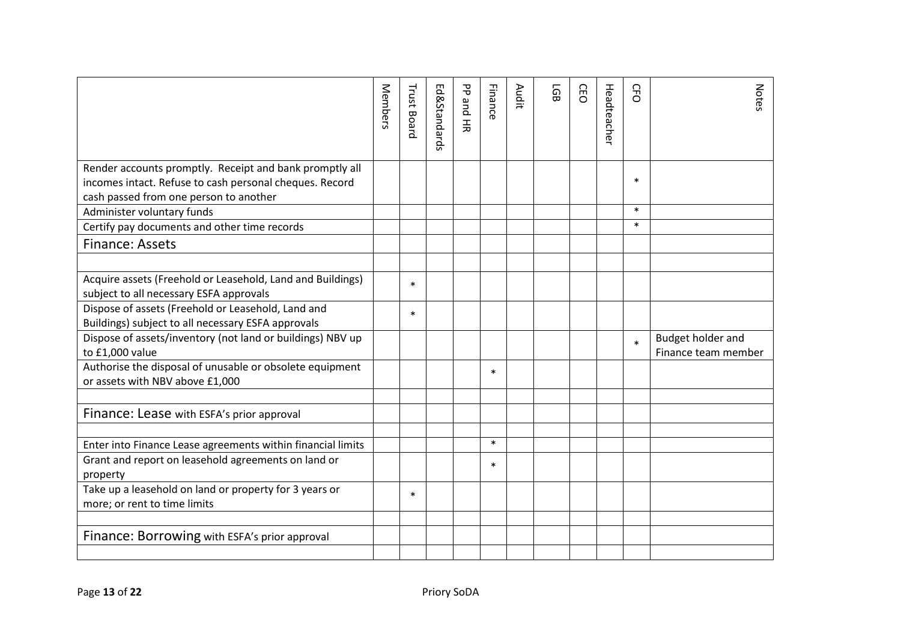| | Members | Trust Board | Ed&Standards | PP and HR | Finance | Audit | LGB | CEO | Headteacher | CFO | Notes |
|---|---|---|---|---|---|---|---|---|---|---|---|
| Render accounts promptly. Receipt and bank promptly all incomes intact. Refuse to cash personal cheques. Record cash passed from one person to another | | | | | | | | | | * | |
| Administer voluntary funds | | | | | | | | | | * | |
| Certify pay documents and other time records | | | | | | | | | | * | |
| Finance: Assets | | | | | | | | | | | |
| | | | | | | | | | | | |
| Acquire assets (Freehold or Leasehold, Land and Buildings) subject to all necessary ESFA approvals | | * | | | | | | | | | |
| Dispose of assets (Freehold or Leasehold, Land and Buildings) subject to all necessary ESFA approvals | | * | | | | | | | | | |
| Dispose of assets/inventory (not land or buildings) NBV up to £1,000 value | | | | | | | | | | * | Budget holder and Finance team member |
| Authorise the disposal of unusable or obsolete equipment or assets with NBV above £1,000 | | | | | * | | | | | | |
| | | | | | | | | | | | |
| Finance: Lease with ESFA's prior approval | | | | | | | | | | | |
| | | | | | | | | | | | |
| Enter into Finance Lease agreements within financial limits | | | | | * | | | | | | |
| Grant and report on leasehold agreements on land or property | | | | | * | | | | | | |
| Take up a leasehold on land or property for 3 years or more; or rent to time limits | | * | | | | | | | | | |
| | | | | | | | | | | | |
| Finance: Borrowing with ESFA's prior approval | | | | | | | | | | | |
| | | | | | | | | | | | |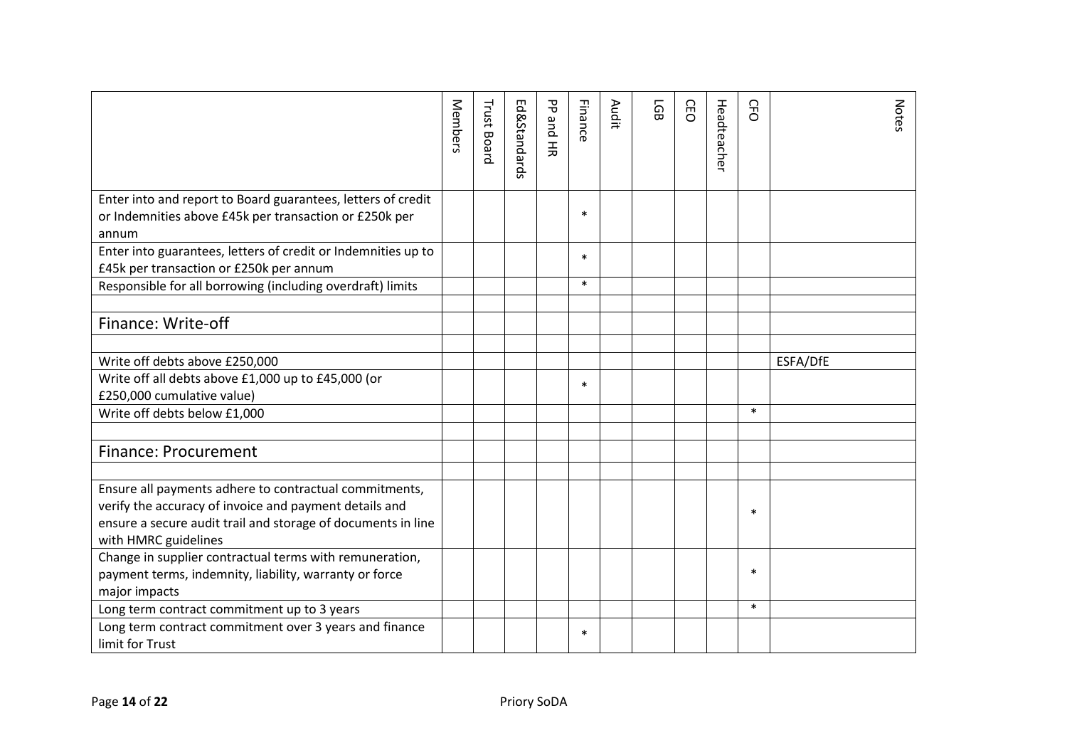| | Members | Trust Board | Ed&Standards | PP and HR | Finance | Audit | LGB | CEO | Headteacher | CFO | Notes |
|---|---|---|---|---|---|---|---|---|---|---|---|
| Enter into and report to Board guarantees, letters of credit or Indemnities above £45k per transaction or £250k per annum | | | | | * | | | | | | |
| Enter into guarantees, letters of credit or Indemnities up to £45k per transaction or £250k per annum | | | | | * | | | | | | |
| Responsible for all borrowing (including overdraft) limits | | | | | * | | | | | | |
| | | | | | | | | | | | |
| Finance: Write-off | | | | | | | | | | | |
| | | | | | | | | | | | |
| Write off debts above £250,000 | | | | | | | | | | | ESFA/DfE |
| Write off all debts above £1,000 up to £45,000 (or £250,000 cumulative value) | | | | | * | | | | | | |
| Write off debts below £1,000 | | | | | | | | | | * | |
| | | | | | | | | | | | |
| Finance: Procurement | | | | | | | | | | | |
| | | | | | | | | | | | |
| Ensure all payments adhere to contractual commitments, verify the accuracy of invoice and payment details and ensure a secure audit trail and storage of documents in line with HMRC guidelines | | | | | | | | | | * | |
| Change in supplier contractual terms with remuneration, payment terms, indemnity, liability, warranty or force major impacts | | | | | | | | | | * | |
| Long term contract commitment up to 3 years | | | | | | | | | | * | |
| Long term contract commitment over 3 years and finance limit for Trust | | | | | * | | | | | | |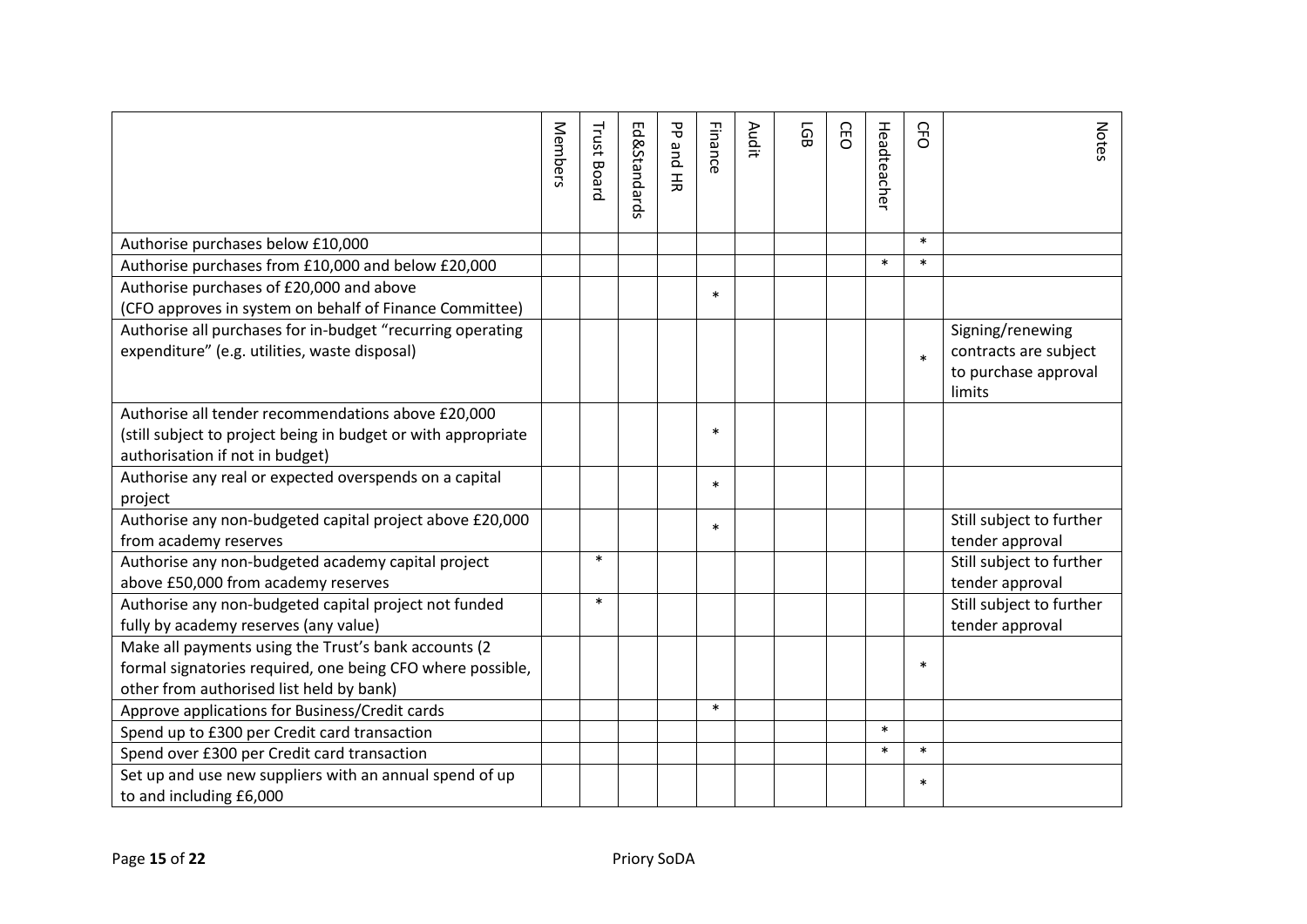| | Members | Trust Board | Ed&Standards | PP and HR | Finance | Audit | LGB | CEO | Headteacher | CFO | Notes |
|---|---|---|---|---|---|---|---|---|---|---|---|
| Authorise purchases below £10,000 | | | | | | | | | | * | |
| Authorise purchases from £10,000 and below £20,000 | | | | | | | | | * | * | |
| Authorise purchases of £20,000 and above (CFO approves in system on behalf of Finance Committee) | | | | | * | | | | | | |
| Authorise all purchases for in-budget "recurring operating expenditure" (e.g. utilities, waste disposal) | | | | | | | | | | * | Signing/renewing contracts are subject to purchase approval limits |
| Authorise all tender recommendations above £20,000 (still subject to project being in budget or with appropriate authorisation if not in budget) | | | | | * | | | | | | |
| Authorise any real or expected overspends on a capital project | | | | | * | | | | | | |
| Authorise any non-budgeted capital project above £20,000 from academy reserves | | | | | * | | | | | | Still subject to further tender approval |
| Authorise any non-budgeted academy capital project above £50,000 from academy reserves | | * | | | | | | | | | Still subject to further tender approval |
| Authorise any non-budgeted capital project not funded fully by academy reserves (any value) | | * | | | | | | | | | Still subject to further tender approval |
| Make all payments using the Trust's bank accounts (2 formal signatories required, one being CFO where possible, other from authorised list held by bank) | | | | | | | | | | * | |
| Approve applications for Business/Credit cards | | | | | * | | | | | | |
| Spend up to £300 per Credit card transaction | | | | | | | | | * | | |
| Spend over £300 per Credit card transaction | | | | | | | | | * | * | |
| Set up and use new suppliers with an annual spend of up to and including £6,000 | | | | | | | | | | * | |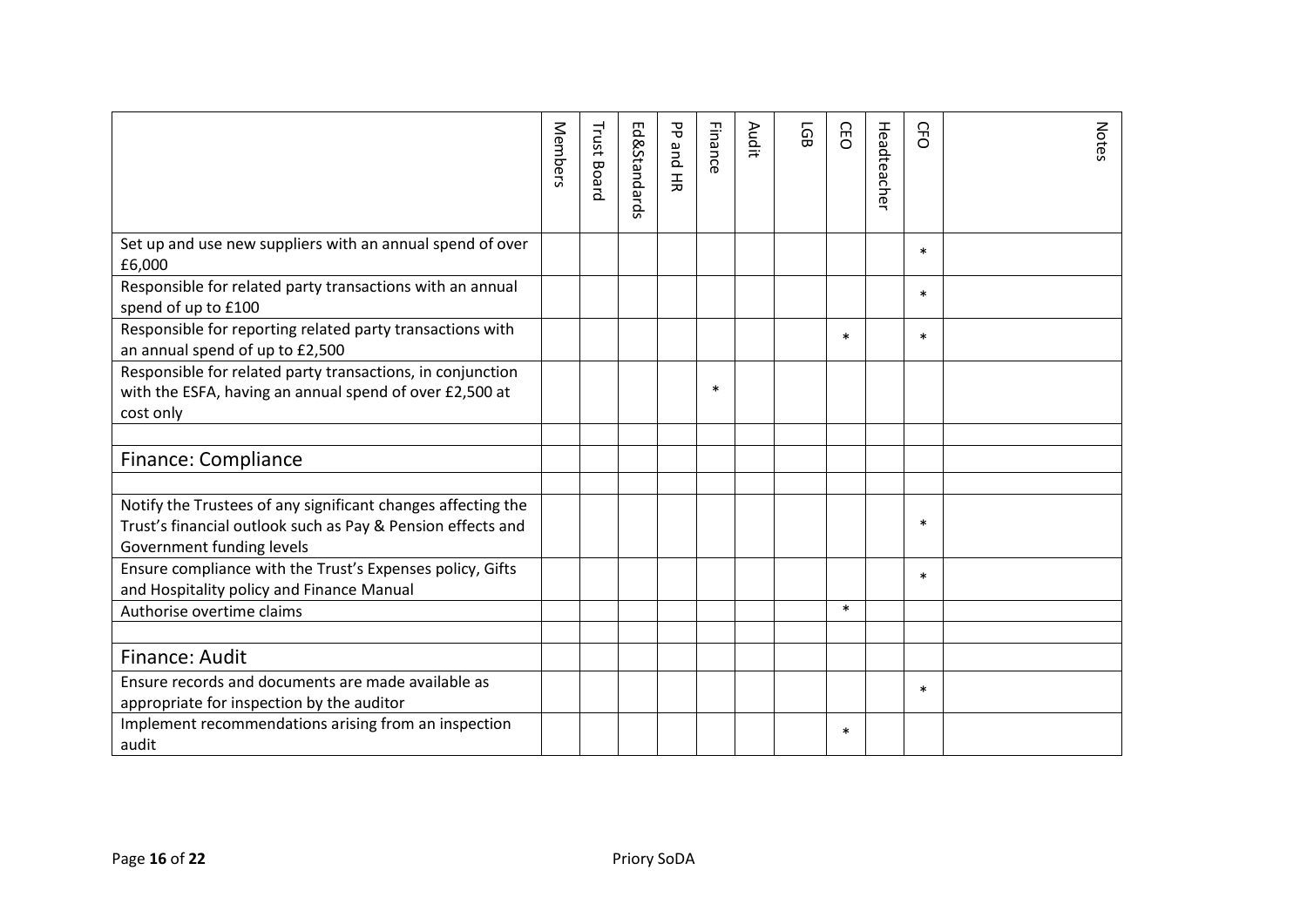| | Members | Trust Board | Ed&Standards | PP and HR | Finance | Audit | LGB | CEO | Headteacher | CFO | Notes |
|---|---|---|---|---|---|---|---|---|---|---|---|
| Set up and use new suppliers with an annual spend of over £6,000 | | | | | | | | | | * | |
| Responsible for related party transactions with an annual spend of up to £100 | | | | | | | | | | * | |
| Responsible for reporting related party transactions with an annual spend of up to £2,500 | | | | | | | | * | | * | |
| Responsible for related party transactions, in conjunction with the ESFA, having an annual spend of over £2,500 at cost only | | | | | * | | | | | | |
| | | | | | | | | | | | |
| Finance: Compliance | | | | | | | | | | | |
| | | | | | | | | | | | |
| Notify the Trustees of any significant changes affecting the Trust's financial outlook such as Pay & Pension effects and Government funding levels | | | | | | | | | | * | |
| Ensure compliance with the Trust's Expenses policy, Gifts and Hospitality policy and Finance Manual | | | | | | | | | | * | |
| Authorise overtime claims | | | | | | | | * | | | |
| | | | | | | | | | | | |
| Finance: Audit | | | | | | | | | | | |
| Ensure records and documents are made available as appropriate for inspection by the auditor | | | | | | | | | | * | |
| Implement recommendations arising from an inspection audit | | | | | | | | * | | | |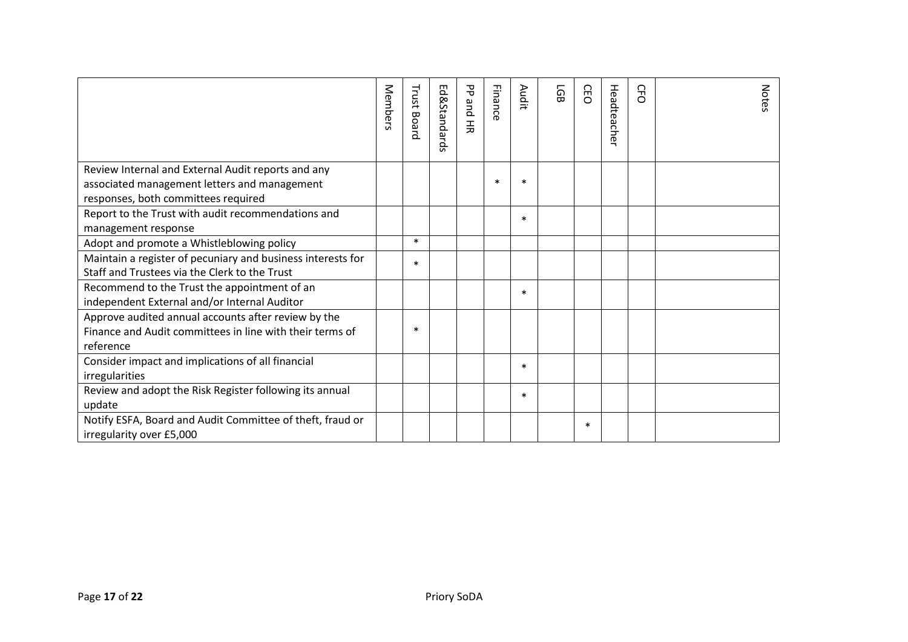| | Members | Trust Board | Ed&Standards | PP and HR | Finance | Audit | LGB | CEO | Headteacher | CFO | Notes |
|---|---|---|---|---|---|---|---|---|---|---|---|
| Review Internal and External Audit reports and any associated management letters and management responses, both committees required | | | | | * | * | | | | | |
| Report to the Trust with audit recommendations and management response | | | | | | * | | | | | |
| Adopt and promote a Whistleblowing policy | | * | | | | | | | | | |
| Maintain a register of pecuniary and business interests for Staff and Trustees via the Clerk to the Trust | | * | | | | | | | | | |
| Recommend to the Trust the appointment of an independent External and/or Internal Auditor | | | | | | * | | | | | |
| Approve audited annual accounts after review by the Finance and Audit committees in line with their terms of reference | | * | | | | | | | | | |
| Consider impact and implications of all financial irregularities | | | | | | * | | | | | |
| Review and adopt the Risk Register following its annual update | | | | | | * | | | | | |
| Notify ESFA, Board and Audit Committee of theft, fraud or irregularity over £5,000 | | | | | | | | * | | | |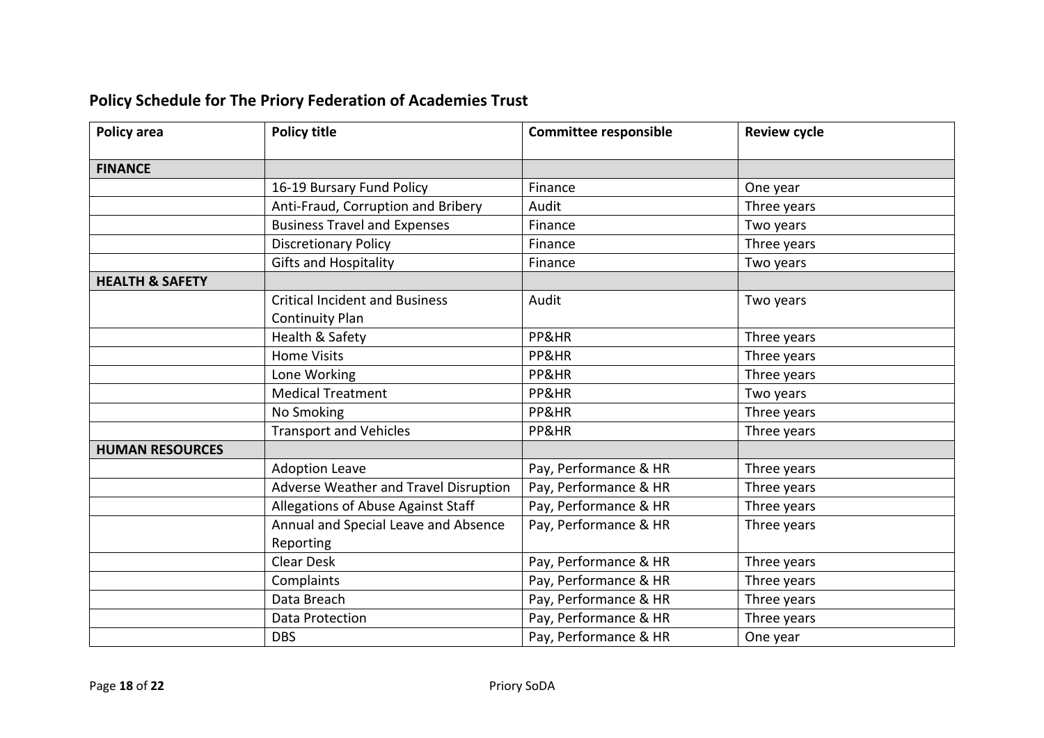## Policy Schedule for The Priory Federation of Academies Trust

| Policy area | Policy title | Committee responsible | Review cycle |
|---|---|---|---|
| **FINANCE** | | | |
| | 16-19 Bursary Fund Policy | Finance | One year |
| | Anti-Fraud, Corruption and Bribery | Audit | Three years |
| | Business Travel and Expenses | Finance | Two years |
| | Discretionary Policy | Finance | Three years |
| | Gifts and Hospitality | Finance | Two years |
| **HEALTH & SAFETY** | | | |
| | Critical Incident and Business Continuity Plan | Audit | Two years |
| | Health & Safety | PP&HR | Three years |
| | Home Visits | PP&HR | Three years |
| | Lone Working | PP&HR | Three years |
| | Medical Treatment | PP&HR | Two years |
| | No Smoking | PP&HR | Three years |
| | Transport and Vehicles | PP&HR | Three years |
| **HUMAN RESOURCES** | | | |
| | Adoption Leave | Pay, Performance & HR | Three years |
| | Adverse Weather and Travel Disruption | Pay, Performance & HR | Three years |
| | Allegations of Abuse Against Staff | Pay, Performance & HR | Three years |
| | Annual and Special Leave and Absence Reporting | Pay, Performance & HR | Three years |
| | Clear Desk | Pay, Performance & HR | Three years |
| | Complaints | Pay, Performance & HR | Three years |
| | Data Breach | Pay, Performance & HR | Three years |
| | Data Protection | Pay, Performance & HR | Three years |
| | DBS | Pay, Performance & HR | One year |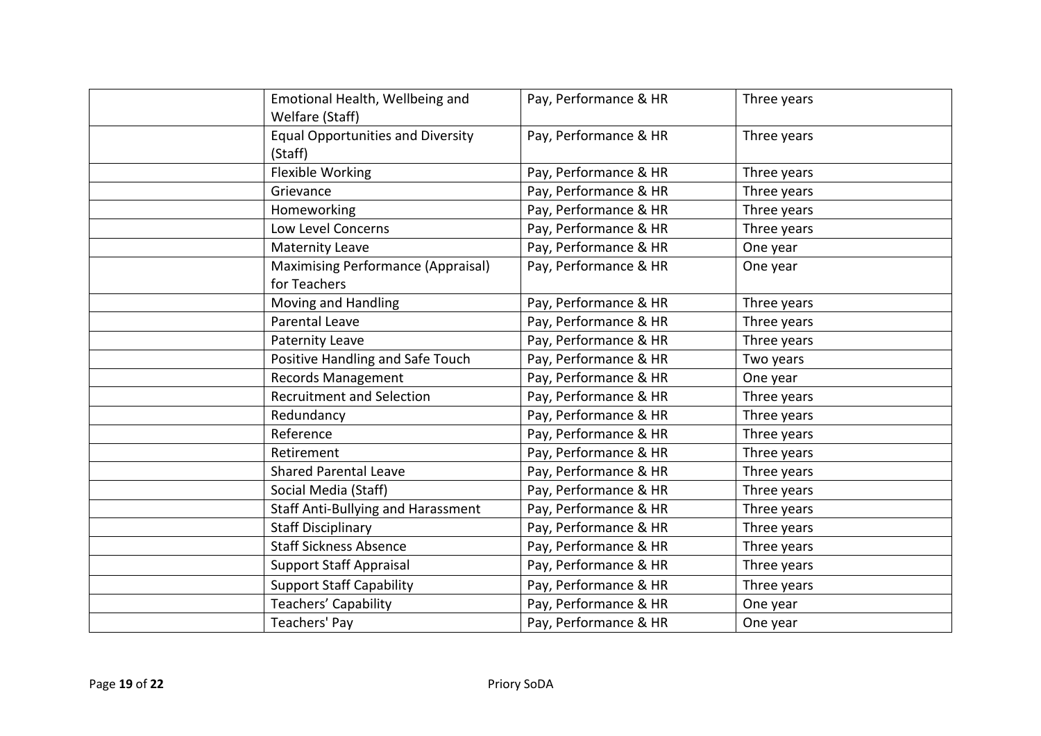| | | | |
|---|---|---|---|
| | Emotional Health, Wellbeing and Welfare (Staff) | Pay, Performance & HR | Three years |
| | Equal Opportunities and Diversity (Staff) | Pay, Performance & HR | Three years |
| | Flexible Working | Pay, Performance & HR | Three years |
| | Grievance | Pay, Performance & HR | Three years |
| | Homeworking | Pay, Performance & HR | Three years |
| | Low Level Concerns | Pay, Performance & HR | Three years |
| | Maternity Leave | Pay, Performance & HR | One year |
| | Maximising Performance (Appraisal) for Teachers | Pay, Performance & HR | One year |
| | Moving and Handling | Pay, Performance & HR | Three years |
| | Parental Leave | Pay, Performance & HR | Three years |
| | Paternity Leave | Pay, Performance & HR | Three years |
| | Positive Handling and Safe Touch | Pay, Performance & HR | Two years |
| | Records Management | Pay, Performance & HR | One year |
| | Recruitment and Selection | Pay, Performance & HR | Three years |
| | Redundancy | Pay, Performance & HR | Three years |
| | Reference | Pay, Performance & HR | Three years |
| | Retirement | Pay, Performance & HR | Three years |
| | Shared Parental Leave | Pay, Performance & HR | Three years |
| | Social Media (Staff) | Pay, Performance & HR | Three years |
| | Staff Anti-Bullying and Harassment | Pay, Performance & HR | Three years |
| | Staff Disciplinary | Pay, Performance & HR | Three years |
| | Staff Sickness Absence | Pay, Performance & HR | Three years |
| | Support Staff Appraisal | Pay, Performance & HR | Three years |
| | Support Staff Capability | Pay, Performance & HR | Three years |
| | Teachers' Capability | Pay, Performance & HR | One year |
| | Teachers' Pay | Pay, Performance & HR | One year |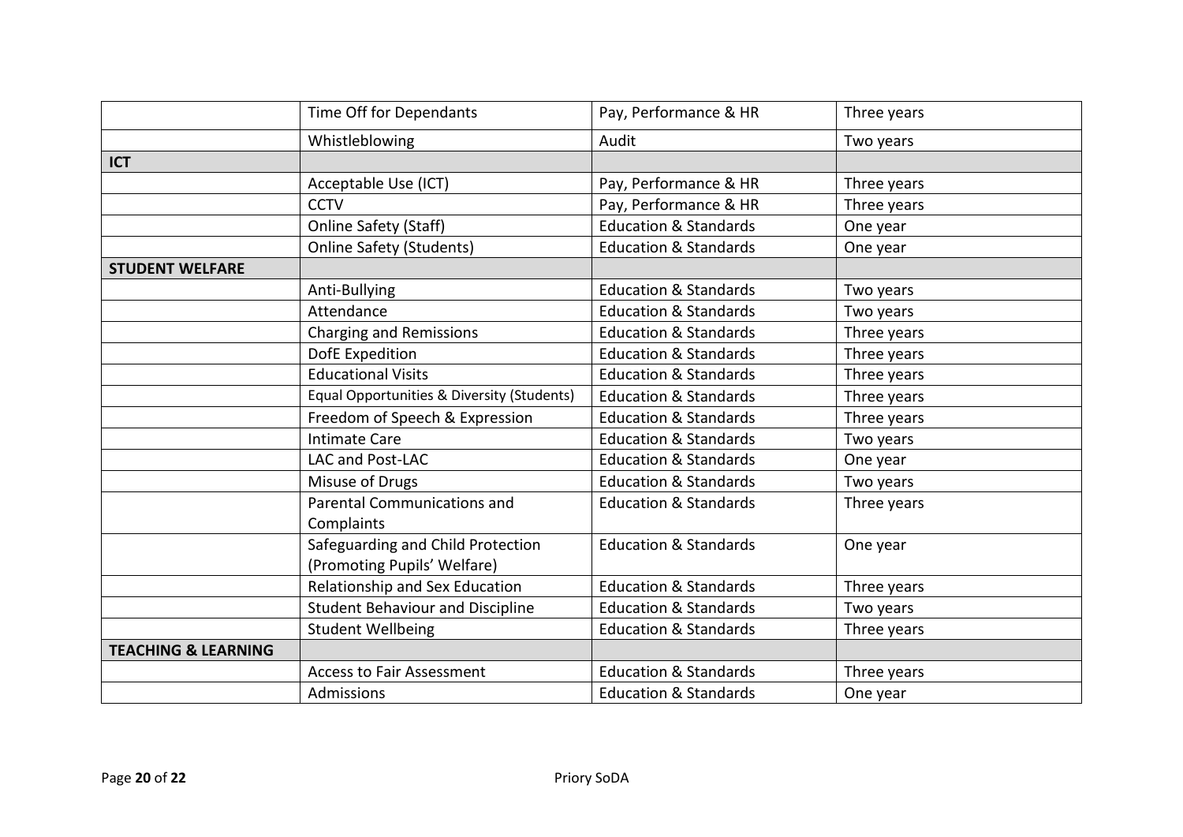| | | | |
|---|---|---|---|
| | Time Off for Dependants | Pay, Performance & HR | Three years |
| | Whistleblowing | Audit | Two years |
| **ICT** | | | |
| | Acceptable Use (ICT) | Pay, Performance & HR | Three years |
| | CCTV | Pay, Performance & HR | Three years |
| | Online Safety (Staff) | Education & Standards | One year |
| | Online Safety (Students) | Education & Standards | One year |
| **STUDENT WELFARE** | | | |
| | Anti-Bullying | Education & Standards | Two years |
| | Attendance | Education & Standards | Two years |
| | Charging and Remissions | Education & Standards | Three years |
| | DofE Expedition | Education & Standards | Three years |
| | Educational Visits | Education & Standards | Three years |
| | Equal Opportunities & Diversity (Students) | Education & Standards | Three years |
| | Freedom of Speech & Expression | Education & Standards | Three years |
| | Intimate Care | Education & Standards | Two years |
| | LAC and Post-LAC | Education & Standards | One year |
| | Misuse of Drugs | Education & Standards | Two years |
| | Parental Communications and Complaints | Education & Standards | Three years |
| | Safeguarding and Child Protection (Promoting Pupils' Welfare) | Education & Standards | One year |
| | Relationship and Sex Education | Education & Standards | Three years |
| | Student Behaviour and Discipline | Education & Standards | Two years |
| | Student Wellbeing | Education & Standards | Three years |
| **TEACHING & LEARNING** | | | |
| | Access to Fair Assessment | Education & Standards | Three years |
| | Admissions | Education & Standards | One year |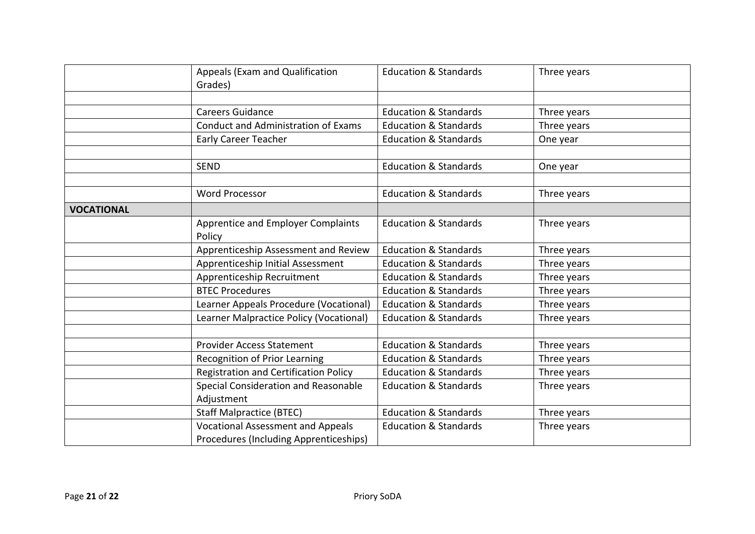| | | | |
|---|---|---|---|
| | Appeals (Exam and Qualification Grades) | Education & Standards | Three years |
| | | | |
| | Careers Guidance | Education & Standards | Three years |
| | Conduct and Administration of Exams | Education & Standards | Three years |
| | Early Career Teacher | Education & Standards | One year |
| | | | |
| | SEND | Education & Standards | One year |
| | | | |
| | Word Processor | Education & Standards | Three years |
| **VOCATIONAL** | | | |
| | Apprentice and Employer Complaints Policy | Education & Standards | Three years |
| | Apprenticeship Assessment and Review | Education & Standards | Three years |
| | Apprenticeship Initial Assessment | Education & Standards | Three years |
| | Apprenticeship Recruitment | Education & Standards | Three years |
| | BTEC Procedures | Education & Standards | Three years |
| | Learner Appeals Procedure (Vocational) | Education & Standards | Three years |
| | Learner Malpractice Policy (Vocational) | Education & Standards | Three years |
| | | | |
| | Provider Access Statement | Education & Standards | Three years |
| | Recognition of Prior Learning | Education & Standards | Three years |
| | Registration and Certification Policy | Education & Standards | Three years |
| | Special Consideration and Reasonable Adjustment | Education & Standards | Three years |
| | Staff Malpractice (BTEC) | Education & Standards | Three years |
| | Vocational Assessment and Appeals Procedures (Including Apprenticeships) | Education & Standards | Three years |